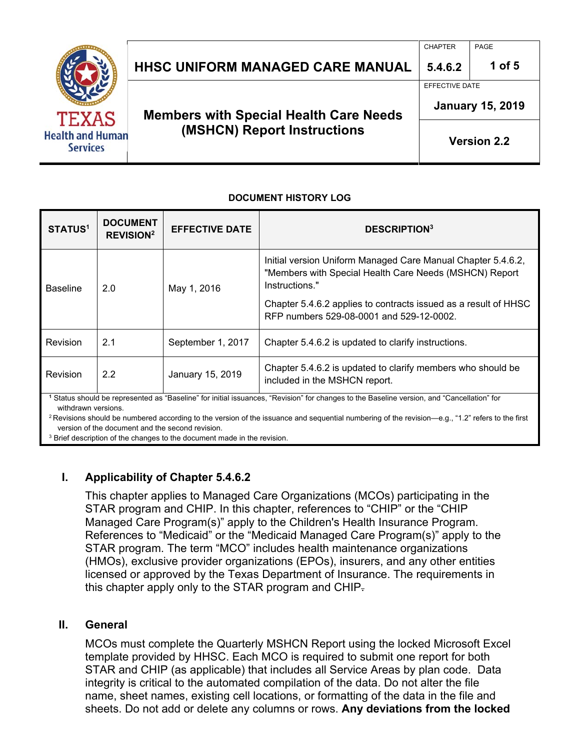| | HHSC UNIFORM MANAGED CARE MANUAL | CHAPTER 5.4.6.2 | PAGE 1 of 5 |
|---|---|---|---|
| TEXAS Health and Human Services | Members with Special Health Care Needs (MSHCN) Report Instructions | EFFECTIVE DATE January 15, 2019 | |
| | | Version 2.2 | |

**DOCUMENT HISTORY LOG**

| STATUS[1] | DOCUMENT REVISION[2] | EFFECTIVE DATE | DESCRIPTION[3] |
|---|---|---|---|
| Baseline | 2.0 | May 1, 2016 | Initial version Uniform Managed Care Manual Chapter 5.4.6.2, "Members with Special Health Care Needs (MSHCN) Report Instructions." Chapter 5.4.6.2 applies to contracts issued as a result of HHSC RFP numbers 529-08-0001 and 529-12-0002. |
| Revision | 2.1 | September 1, 2017 | Chapter 5.4.6.2 is updated to clarify instructions. |
| Revision | 2.2 | January 15, 2019 | Chapter 5.4.6.2 is updated to clarify members who should be included in the MSHCN report. |

[1] Status should be represented as "Baseline" for initial issuances, "Revision" for changes to the Baseline version, and "Cancellation" for withdrawn versions.
[2] Revisions should be numbered according to the version of the issuance and sequential numbering of the revision—e.g., "1.2" refers to the first version of the document and the second revision.
[3] Brief description of the changes to the document made in the revision.

## I. Applicability of Chapter 5.4.6.2

This chapter applies to Managed Care Organizations (MCOs) participating in the STAR program and CHIP. In this chapter, references to "CHIP" or the "CHIP Managed Care Program(s)" apply to the Children's Health Insurance Program. References to "Medicaid" or the "Medicaid Managed Care Program(s)" apply to the STAR program. The term "MCO" includes health maintenance organizations (HMOs), exclusive provider organizations (EPOs), insurers, and any other entities licensed or approved by the Texas Department of Insurance. The requirements in this chapter apply only to the STAR program and CHIP.

## II. General

MCOs must complete the Quarterly MSHCN Report using the locked Microsoft Excel template provided by HHSC. Each MCO is required to submit one report for both STAR and CHIP (as applicable) that includes all Service Areas by plan code. Data integrity is critical to the automated compilation of the data. Do not alter the file name, sheet names, existing cell locations, or formatting of the data in the file and sheets. Do not add or delete any columns or rows. **Any deviations from the locked**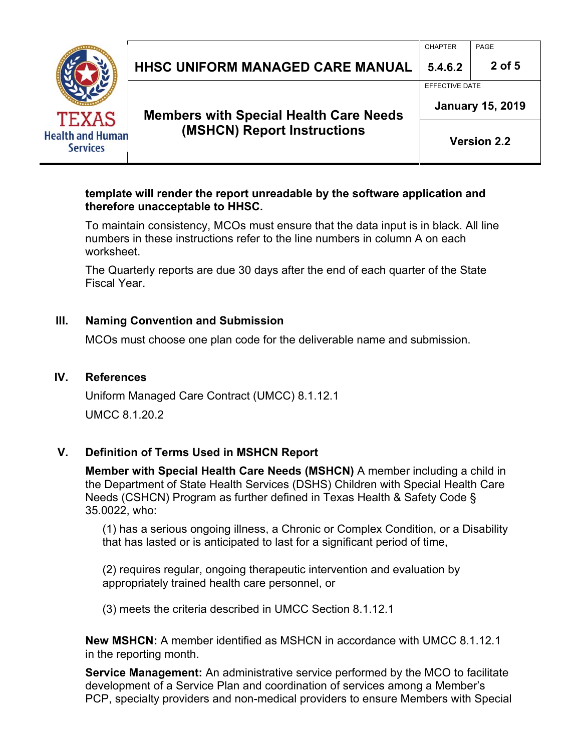**template will render the report unreadable by the software application and therefore unacceptable to HHSC.**

To maintain consistency, MCOs must ensure that the data input is in black. All line numbers in these instructions refer to the line numbers in column A on each worksheet.

The Quarterly reports are due 30 days after the end of each quarter of the State Fiscal Year.

## III. Naming Convention and Submission

MCOs must choose one plan code for the deliverable name and submission.

## IV. References

Uniform Managed Care Contract (UMCC) 8.1.12.1

UMCC 8.1.20.2

## V. Definition of Terms Used in MSHCN Report

**Member with Special Health Care Needs (MSHCN)** A member including a child in the Department of State Health Services (DSHS) Children with Special Health Care Needs (CSHCN) Program as further defined in Texas Health & Safety Code § 35.0022, who:

(1) has a serious ongoing illness, a Chronic or Complex Condition, or a Disability that has lasted or is anticipated to last for a significant period of time,

(2) requires regular, ongoing therapeutic intervention and evaluation by appropriately trained health care personnel, or

(3) meets the criteria described in UMCC Section 8.1.12.1

**New MSHCN:** A member identified as MSHCN in accordance with UMCC 8.1.12.1 in the reporting month.

**Service Management:** An administrative service performed by the MCO to facilitate development of a Service Plan and coordination of services among a Member's PCP, specialty providers and non-medical providers to ensure Members with Special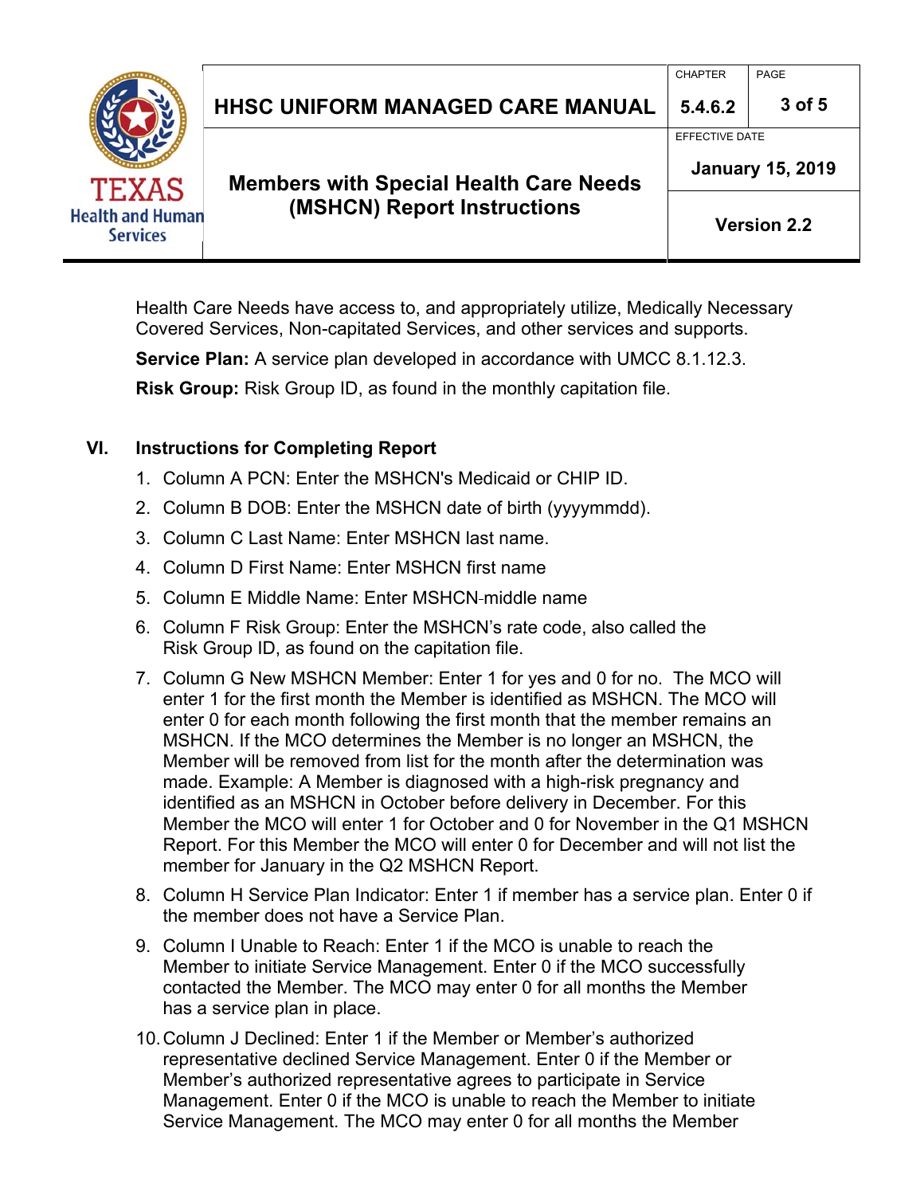Health Care Needs have access to, and appropriately utilize, Medically Necessary Covered Services, Non-capitated Services, and other services and supports.

**Service Plan:** A service plan developed in accordance with UMCC 8.1.12.3.

**Risk Group:** Risk Group ID, as found in the monthly capitation file.

## VI. Instructions for Completing Report

1. Column A PCN: Enter the MSHCN's Medicaid or CHIP ID.
2. Column B DOB: Enter the MSHCN date of birth (yyyymmdd).
3. Column C Last Name: Enter MSHCN last name.
4. Column D First Name: Enter MSHCN first name
5. Column E Middle Name: Enter MSHCN middle name
6. Column F Risk Group: Enter the MSHCN's rate code, also called the Risk Group ID, as found on the capitation file.
7. Column G New MSHCN Member: Enter 1 for yes and 0 for no. The MCO will enter 1 for the first month the Member is identified as MSHCN. The MCO will enter 0 for each month following the first month that the member remains an MSHCN. If the MCO determines the Member is no longer an MSHCN, the Member will be removed from list for the month after the determination was made. Example: A Member is diagnosed with a high-risk pregnancy and identified as an MSHCN in October before delivery in December. For this Member the MCO will enter 1 for October and 0 for November in the Q1 MSHCN Report. For this Member the MCO will enter 0 for December and will not list the member for January in the Q2 MSHCN Report.
8. Column H Service Plan Indicator: Enter 1 if member has a service plan. Enter 0 if the member does not have a Service Plan.
9. Column I Unable to Reach: Enter 1 if the MCO is unable to reach the Member to initiate Service Management. Enter 0 if the MCO successfully contacted the Member. The MCO may enter 0 for all months the Member has a service plan in place.
10. Column J Declined: Enter 1 if the Member or Member's authorized representative declined Service Management. Enter 0 if the Member or Member's authorized representative agrees to participate in Service Management. Enter 0 if the MCO is unable to reach the Member to initiate Service Management. The MCO may enter 0 for all months the Member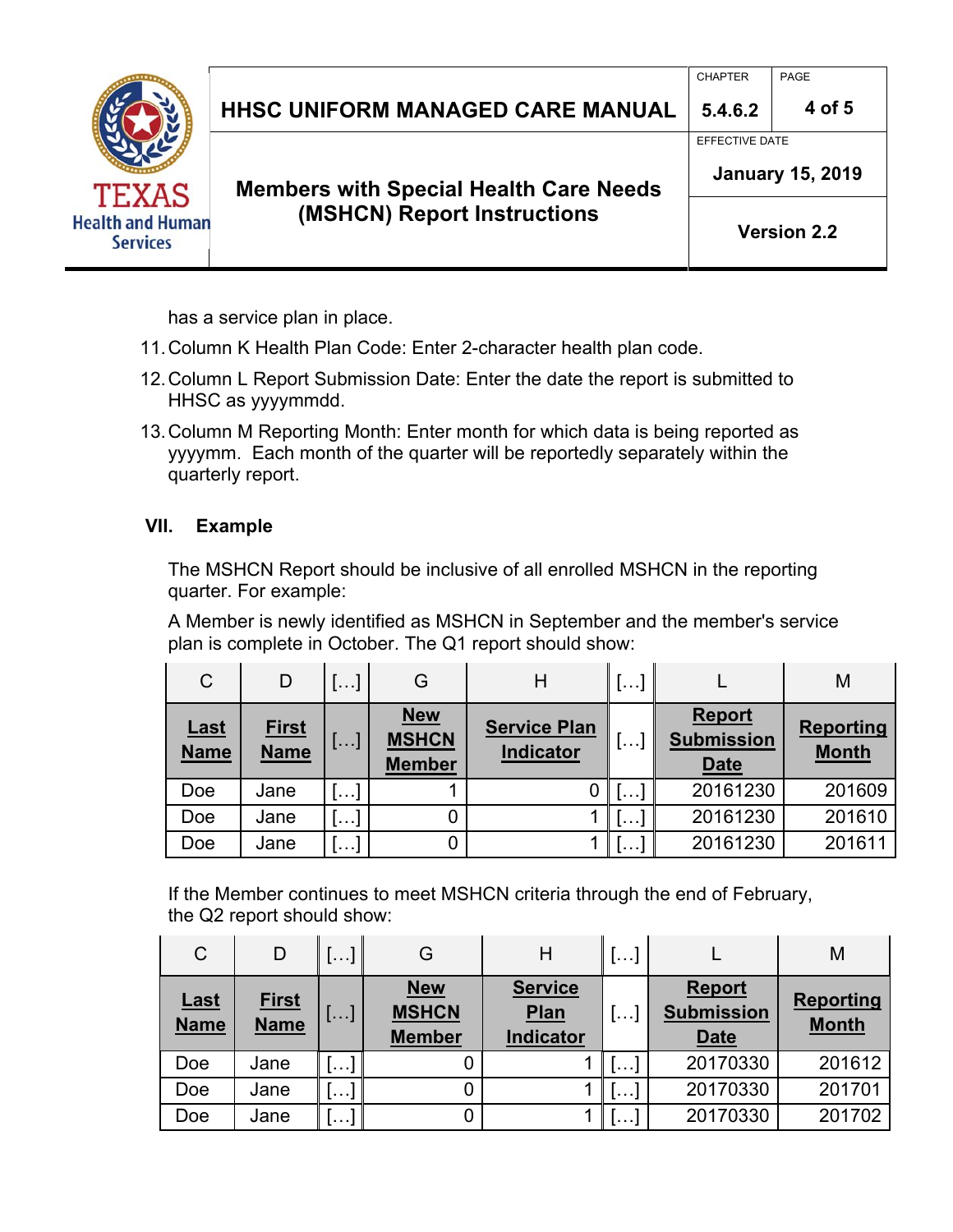has a service plan in place.

11. Column K Health Plan Code: Enter 2-character health plan code.
12. Column L Report Submission Date: Enter the date the report is submitted to HHSC as yyyymmdd.
13. Column M Reporting Month: Enter month for which data is being reported as yyyymm. Each month of the quarter will be reportedly separately within the quarterly report.

## VII. Example

The MSHCN Report should be inclusive of all enrolled MSHCN in the reporting quarter. For example:

A Member is newly identified as MSHCN in September and the member's service plan is complete in October. The Q1 report should show:

| C | D | […] | G | H | […] | L | M |
|---|---|---|---|---|---|---|---|
| **Last Name** | **First Name** | […] | **New MSHCN Member** | **Service Plan Indicator** | […] | **Report Submission Date** | **Reporting Month** |
| Doe | Jane | […] | 1 | 0 | […] | 20161230 | 201609 |
| Doe | Jane | […] | 0 | 1 | […] | 20161230 | 201610 |
| Doe | Jane | […] | 0 | 1 | […] | 20161230 | 201611 |

If the Member continues to meet MSHCN criteria through the end of February, the Q2 report should show:

| C | D | […] | G | H | […] | L | M |
|---|---|---|---|---|---|---|---|
| **Last Name** | **First Name** | […] | **New MSHCN Member** | **Service Plan Indicator** | […] | **Report Submission Date** | **Reporting Month** |
| Doe | Jane | […] | 0 | 1 | […] | 20170330 | 201612 |
| Doe | Jane | […] | 0 | 1 | […] | 20170330 | 201701 |
| Doe | Jane | […] | 0 | 1 | […] | 20170330 | 201702 |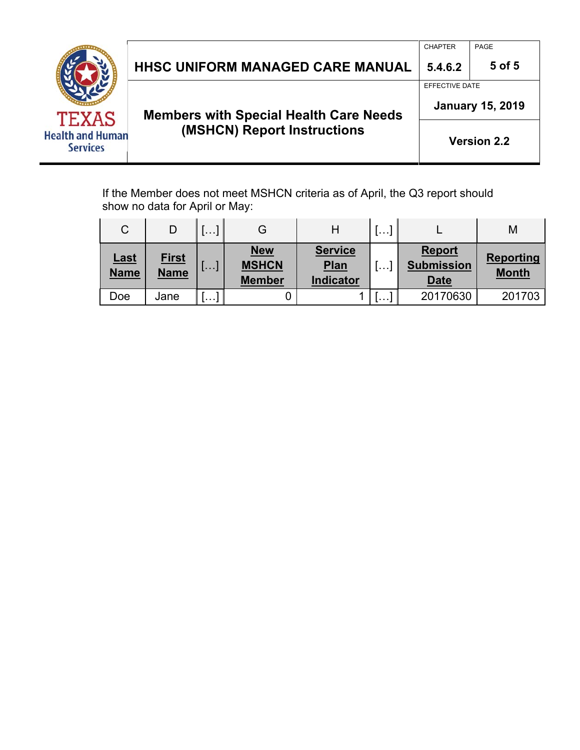If the Member does not meet MSHCN criteria as of April, the Q3 report should show no data for April or May:

| C | D | […] | G | H | […] | L | M |
|---|---|---|---|---|---|---|---|
| **Last Name** | **First Name** | […] | **New MSHCN Member** | **Service Plan Indicator** | […] | **Report Submission Date** | **Reporting Month** |
| Doe | Jane | […] | 0 | 1 | […] | 20170630 | 201703 |